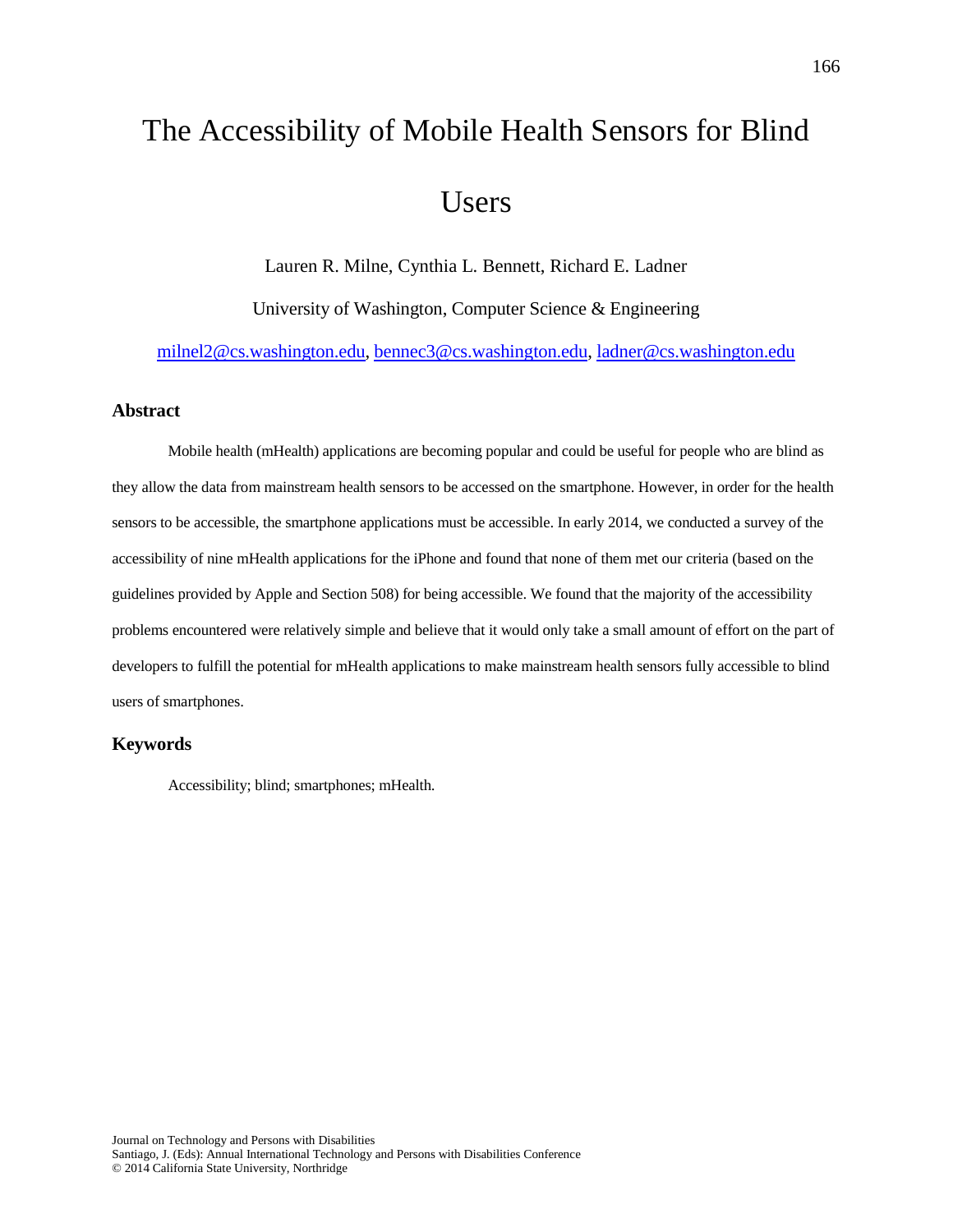# The Accessibility of Mobile Health Sensors for Blind Users

Lauren R. Milne, Cynthia L. Bennett, Richard E. Ladner

University of Washington, Computer Science & Engineering

milnel2@cs.washington.edu, bennec3@cs.washington.edu, ladner@cs.washington.edu

## Abstract

Mobile health (mHealth) applications are becoming popular and could be useful for people who are blind as they allow the data from mainstream health sensors to be accessed on the smartphone. However, in order for the health sensors to be accessible, the smartphone applications must be accessible. In early 2014, we conducted a survey of the accessibility of nine mHealth applications for the iPhone and found that none of them met our criteria (based on the guidelines provided by Apple and Section 508) for being accessible. We found that the majority of the accessibility problems encountered were relatively simple and believe that it would only take a small amount of effort on the part of developers to fulfill the potential for mHealth applications to make mainstream health sensors fully accessible to blind users of smartphones.

## Keywords

Accessibility; blind; smartphones; mHealth.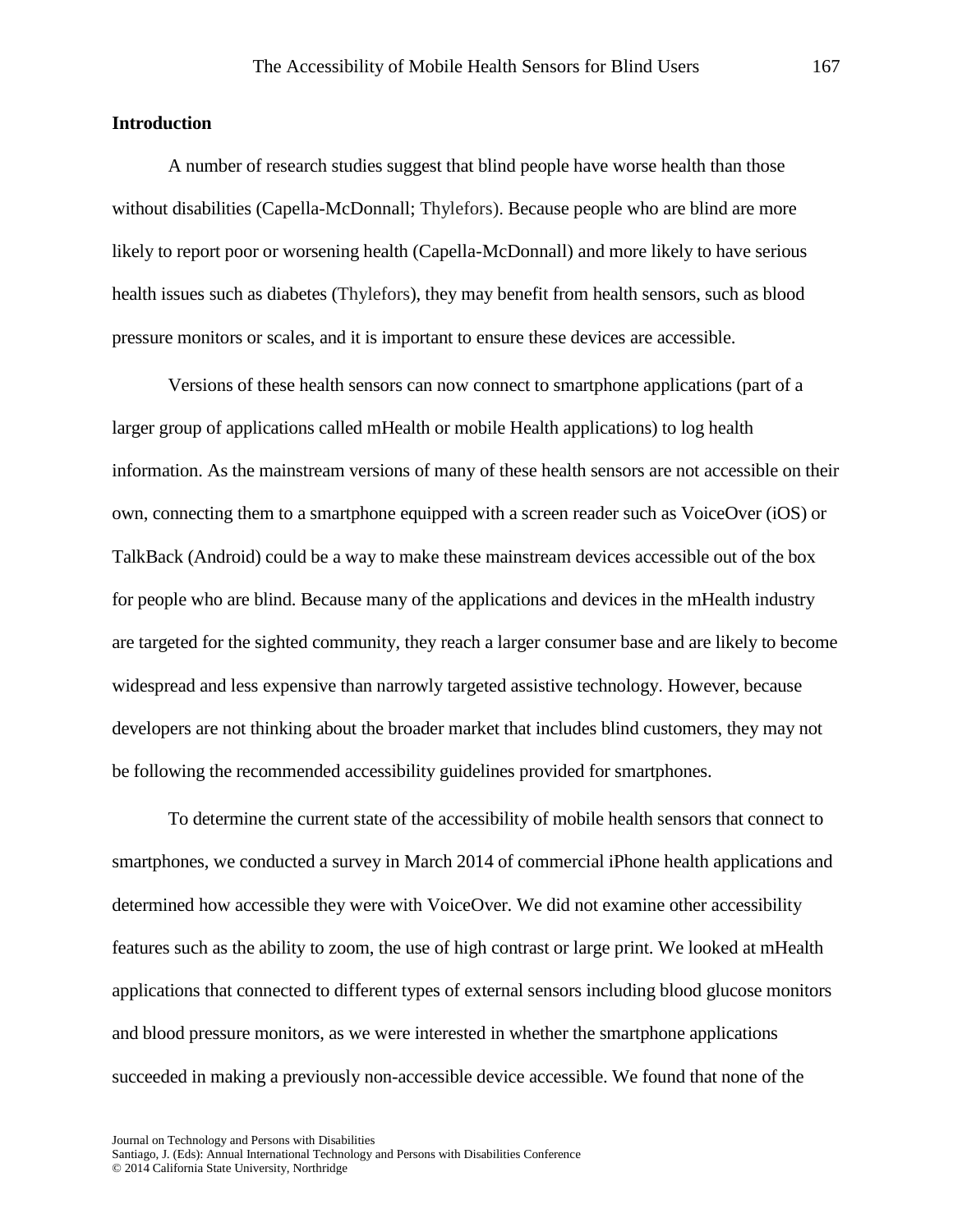## Introduction

A number of research studies suggest that blind people have worse health than those without disabilities (Capella-McDonnall; Thylefors). Because people who are blind are more likely to report poor or worsening health (Capella-McDonnall) and more likely to have serious health issues such as diabetes (Thylefors), they may benefit from health sensors, such as blood pressure monitors or scales, and it is important to ensure these devices are accessible.

Versions of these health sensors can now connect to smartphone applications (part of a larger group of applications called mHealth or mobile Health applications) to log health information. As the mainstream versions of many of these health sensors are not accessible on their own, connecting them to a smartphone equipped with a screen reader such as VoiceOver (iOS) or TalkBack (Android) could be a way to make these mainstream devices accessible out of the box for people who are blind. Because many of the applications and devices in the mHealth industry are targeted for the sighted community, they reach a larger consumer base and are likely to become widespread and less expensive than narrowly targeted assistive technology. However, because developers are not thinking about the broader market that includes blind customers, they may not be following the recommended accessibility guidelines provided for smartphones.

To determine the current state of the accessibility of mobile health sensors that connect to smartphones, we conducted a survey in March 2014 of commercial iPhone health applications and determined how accessible they were with VoiceOver. We did not examine other accessibility features such as the ability to zoom, the use of high contrast or large print. We looked at mHealth applications that connected to different types of external sensors including blood glucose monitors and blood pressure monitors, as we were interested in whether the smartphone applications succeeded in making a previously non-accessible device accessible. We found that none of the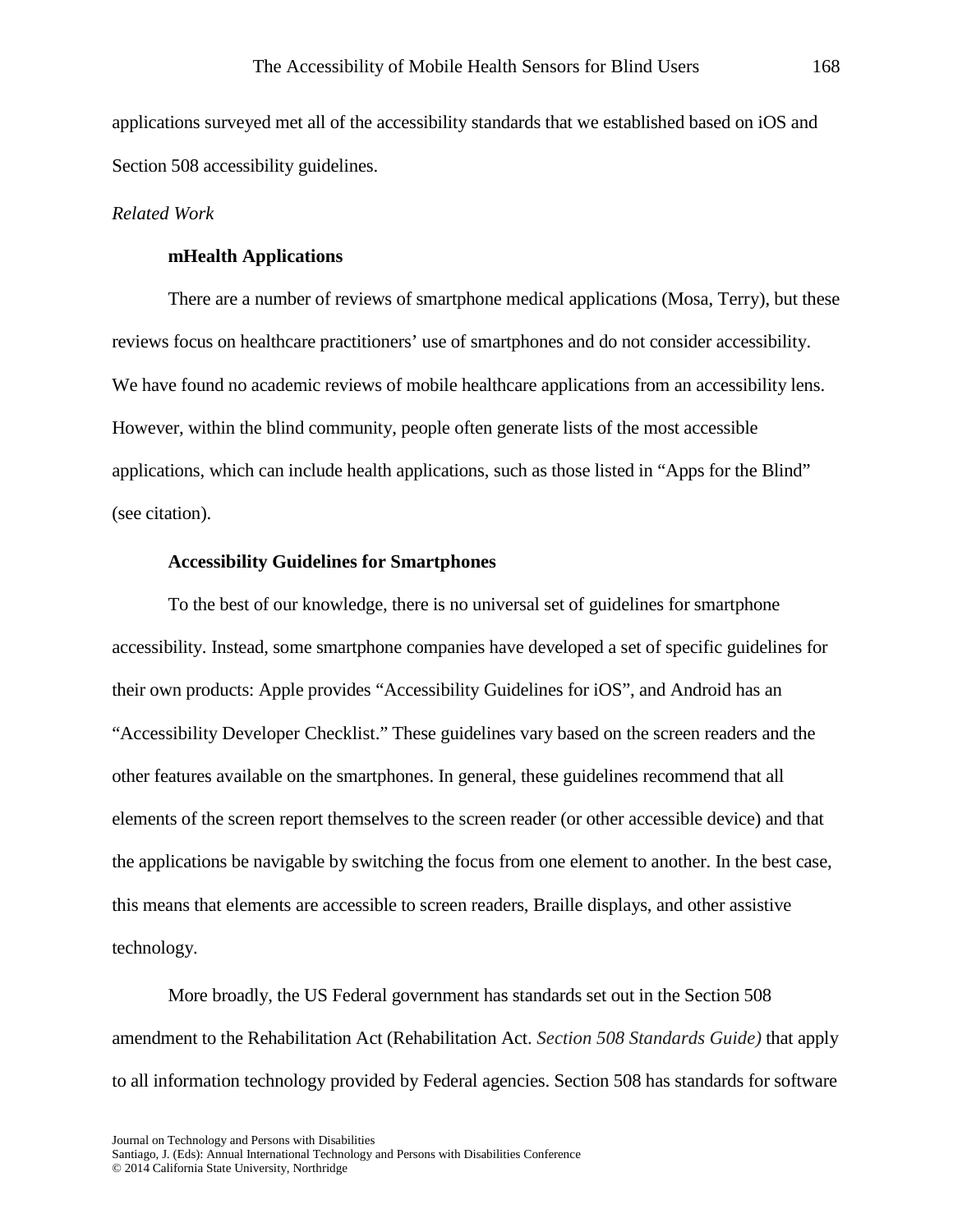applications surveyed met all of the accessibility standards that we established based on iOS and Section 508 accessibility guidelines.

*Related Work*

**mHealth Applications**

There are a number of reviews of smartphone medical applications (Mosa, Terry), but these reviews focus on healthcare practitioners' use of smartphones and do not consider accessibility. We have found no academic reviews of mobile healthcare applications from an accessibility lens. However, within the blind community, people often generate lists of the most accessible applications, which can include health applications, such as those listed in "Apps for the Blind" (see citation).

**Accessibility Guidelines for Smartphones**

To the best of our knowledge, there is no universal set of guidelines for smartphone accessibility. Instead, some smartphone companies have developed a set of specific guidelines for their own products: Apple provides "Accessibility Guidelines for iOS", and Android has an "Accessibility Developer Checklist." These guidelines vary based on the screen readers and the other features available on the smartphones. In general, these guidelines recommend that all elements of the screen report themselves to the screen reader (or other accessible device) and that the applications be navigable by switching the focus from one element to another. In the best case, this means that elements are accessible to screen readers, Braille displays, and other assistive technology.

More broadly, the US Federal government has standards set out in the Section 508 amendment to the Rehabilitation Act (Rehabilitation Act. *Section 508 Standards Guide)* that apply to all information technology provided by Federal agencies. Section 508 has standards for software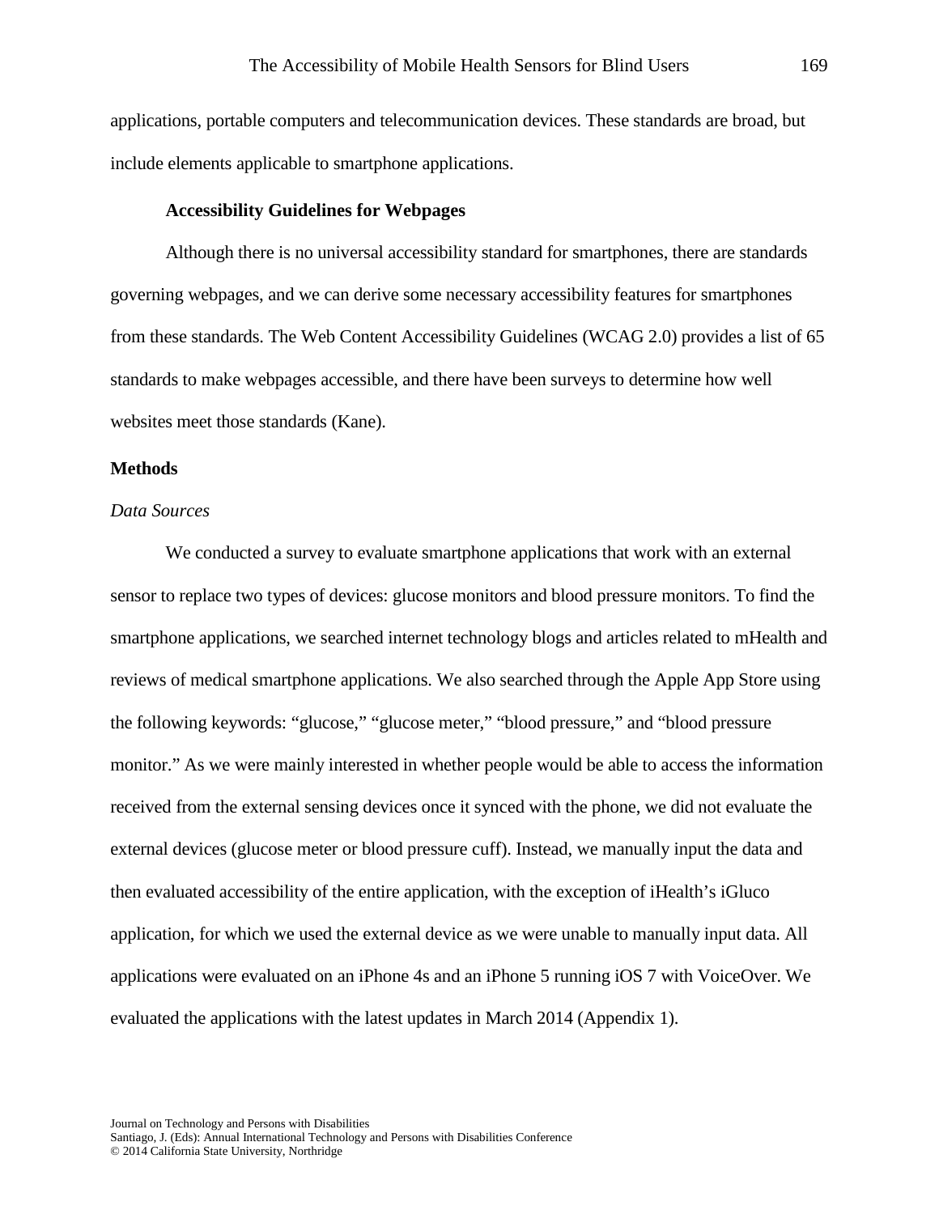applications, portable computers and telecommunication devices. These standards are broad, but include elements applicable to smartphone applications.

### Accessibility Guidelines for Webpages

Although there is no universal accessibility standard for smartphones, there are standards governing webpages, and we can derive some necessary accessibility features for smartphones from these standards. The Web Content Accessibility Guidelines (WCAG 2.0) provides a list of 65 standards to make webpages accessible, and there have been surveys to determine how well websites meet those standards (Kane).

## Methods

*Data Sources*

We conducted a survey to evaluate smartphone applications that work with an external sensor to replace two types of devices: glucose monitors and blood pressure monitors. To find the smartphone applications, we searched internet technology blogs and articles related to mHealth and reviews of medical smartphone applications. We also searched through the Apple App Store using the following keywords: "glucose," "glucose meter," "blood pressure," and "blood pressure monitor." As we were mainly interested in whether people would be able to access the information received from the external sensing devices once it synced with the phone, we did not evaluate the external devices (glucose meter or blood pressure cuff). Instead, we manually input the data and then evaluated accessibility of the entire application, with the exception of iHealth's iGluco application, for which we used the external device as we were unable to manually input data. All applications were evaluated on an iPhone 4s and an iPhone 5 running iOS 7 with VoiceOver. We evaluated the applications with the latest updates in March 2014 (Appendix 1).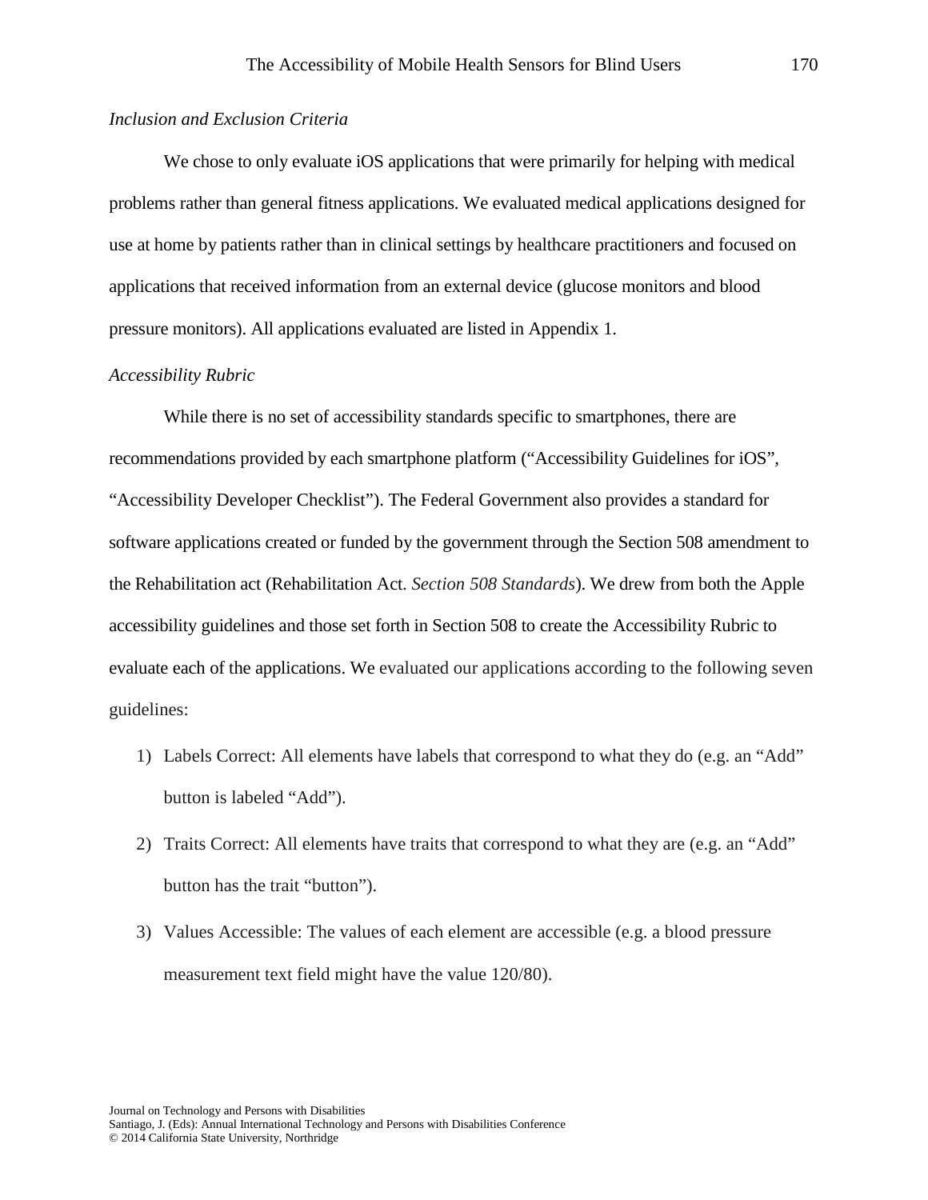### *Inclusion and Exclusion Criteria*

We chose to only evaluate iOS applications that were primarily for helping with medical problems rather than general fitness applications. We evaluated medical applications designed for use at home by patients rather than in clinical settings by healthcare practitioners and focused on applications that received information from an external device (glucose monitors and blood pressure monitors). All applications evaluated are listed in Appendix 1.

### *Accessibility Rubric*

While there is no set of accessibility standards specific to smartphones, there are recommendations provided by each smartphone platform ("Accessibility Guidelines for iOS", "Accessibility Developer Checklist"). The Federal Government also provides a standard for software applications created or funded by the government through the Section 508 amendment to the Rehabilitation act (Rehabilitation Act. *Section 508 Standards*). We drew from both the Apple accessibility guidelines and those set forth in Section 508 to create the Accessibility Rubric to evaluate each of the applications. We evaluated our applications according to the following seven guidelines:

1) Labels Correct: All elements have labels that correspond to what they do (e.g. an "Add" button is labeled "Add").
2) Traits Correct: All elements have traits that correspond to what they are (e.g. an "Add" button has the trait "button").
3) Values Accessible: The values of each element are accessible (e.g. a blood pressure measurement text field might have the value 120/80).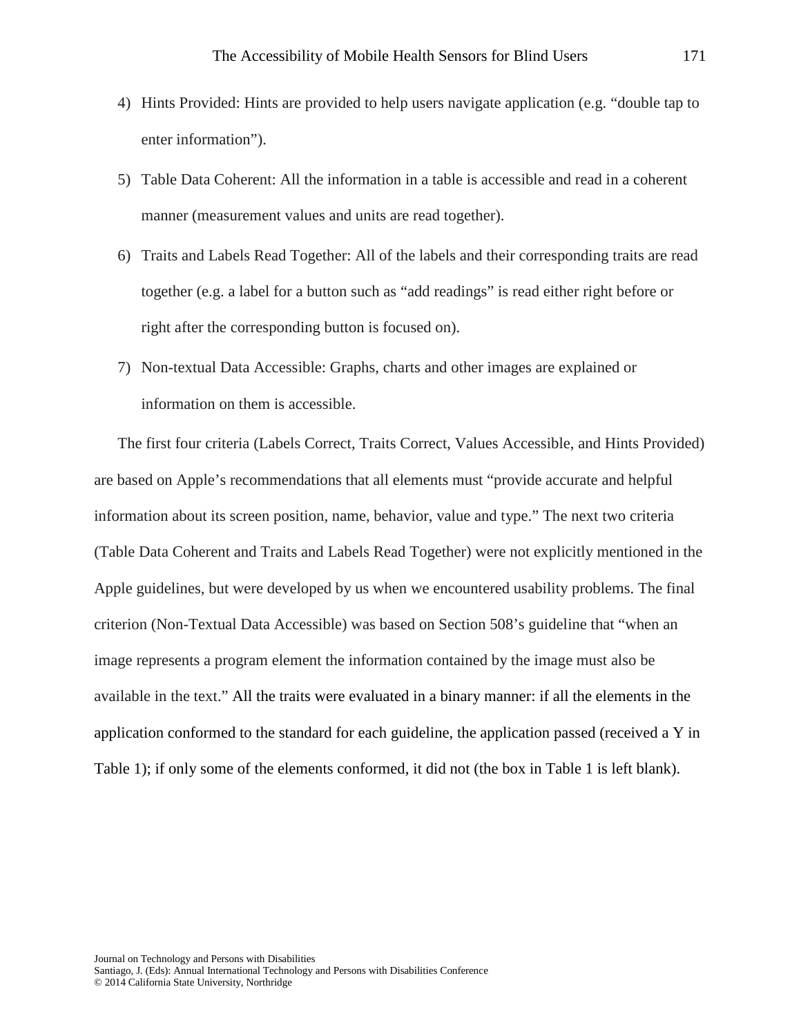4) Hints Provided: Hints are provided to help users navigate application (e.g. “double tap to enter information”).
5) Table Data Coherent: All the information in a table is accessible and read in a coherent manner (measurement values and units are read together).
6) Traits and Labels Read Together: All of the labels and their corresponding traits are read together (e.g. a label for a button such as “add readings” is read either right before or right after the corresponding button is focused on).
7) Non-textual Data Accessible: Graphs, charts and other images are explained or information on them is accessible.

The first four criteria (Labels Correct, Traits Correct, Values Accessible, and Hints Provided) are based on Apple’s recommendations that all elements must “provide accurate and helpful information about its screen position, name, behavior, value and type.” The next two criteria (Table Data Coherent and Traits and Labels Read Together) were not explicitly mentioned in the Apple guidelines, but were developed by us when we encountered usability problems. The final criterion (Non-Textual Data Accessible) was based on Section 508’s guideline that “when an image represents a program element the information contained by the image must also be available in the text.” All the traits were evaluated in a binary manner: if all the elements in the application conformed to the standard for each guideline, the application passed (received a Y in Table 1); if only some of the elements conformed, it did not (the box in Table 1 is left blank).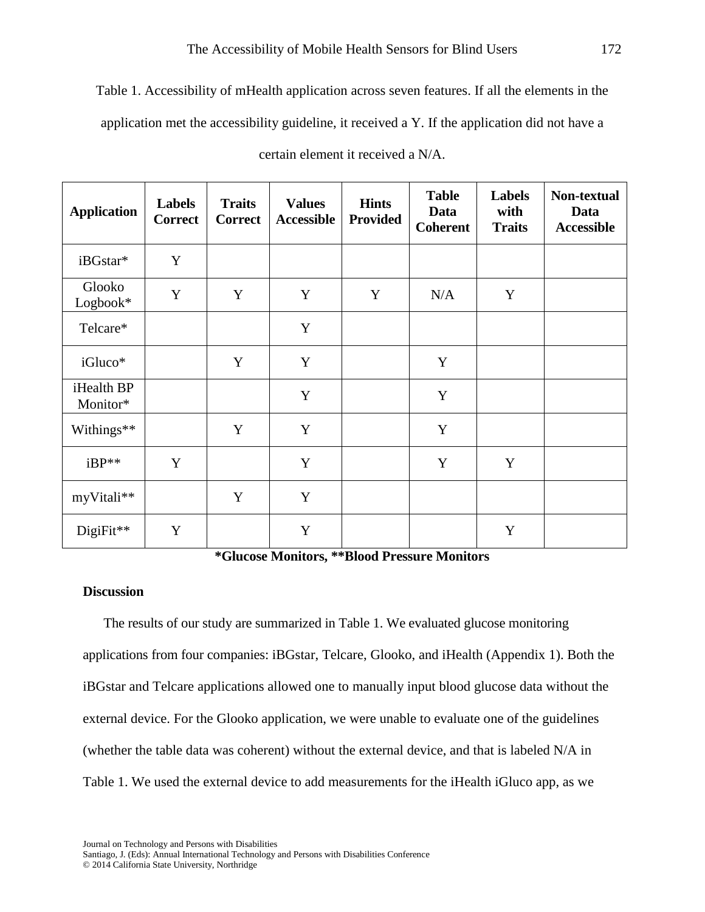Table 1. Accessibility of mHealth application across seven features. If all the elements in the application met the accessibility guideline, it received a Y. If the application did not have a certain element it received a N/A.

| Application | Labels Correct | Traits Correct | Values Accessible | Hints Provided | Table Data Coherent | Labels with Traits | Non-textual Data Accessible |
|---|---|---|---|---|---|---|---|
| iBGstar* | Y | | | | | | |
| Glooko Logbook* | Y | Y | Y | Y | N/A | Y | |
| Telcare* | | | Y | | | | |
| iGluco* | | Y | Y | | Y | | |
| iHealth BP Monitor* | | | Y | | Y | | |
| Withings** | | Y | Y | | Y | | |
| iBP** | Y | | Y | | Y | Y | |
| myVitali** | | Y | Y | | | | |
| DigiFit** | Y | | Y | | | Y | |

**\*Glucose Monitors, \*\*Blood Pressure Monitors**

### Discussion

The results of our study are summarized in Table 1. We evaluated glucose monitoring applications from four companies: iBGstar, Telcare, Glooko, and iHealth (Appendix 1). Both the iBGstar and Telcare applications allowed one to manually input blood glucose data without the external device. For the Glooko application, we were unable to evaluate one of the guidelines (whether the table data was coherent) without the external device, and that is labeled N/A in Table 1. We used the external device to add measurements for the iHealth iGluco app, as we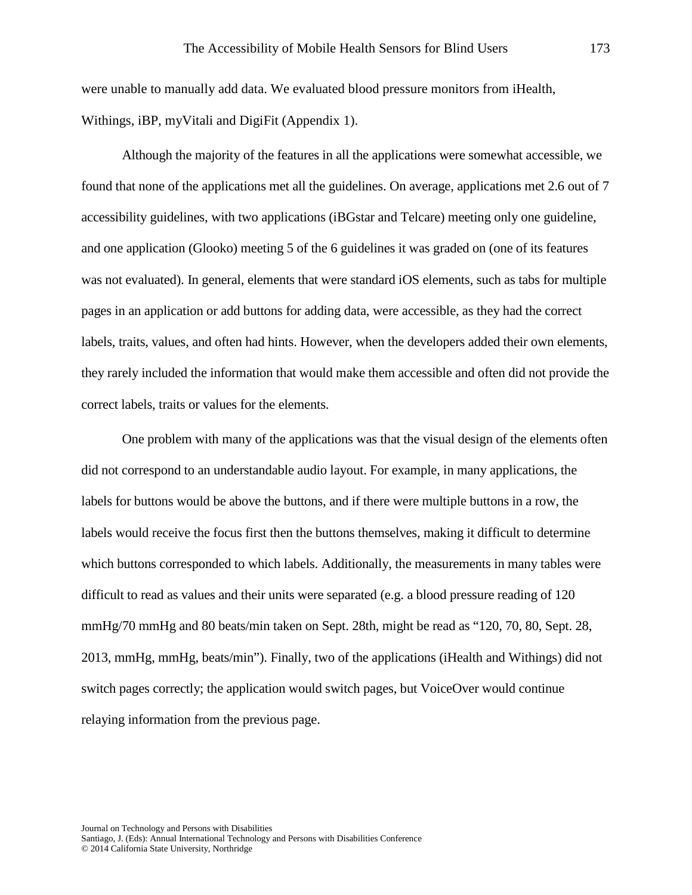were unable to manually add data. We evaluated blood pressure monitors from iHealth, Withings, iBP, myVitali and DigiFit (Appendix 1).

Although the majority of the features in all the applications were somewhat accessible, we found that none of the applications met all the guidelines. On average, applications met 2.6 out of 7 accessibility guidelines, with two applications (iBGstar and Telcare) meeting only one guideline, and one application (Glooko) meeting 5 of the 6 guidelines it was graded on (one of its features was not evaluated). In general, elements that were standard iOS elements, such as tabs for multiple pages in an application or add buttons for adding data, were accessible, as they had the correct labels, traits, values, and often had hints. However, when the developers added their own elements, they rarely included the information that would make them accessible and often did not provide the correct labels, traits or values for the elements.

One problem with many of the applications was that the visual design of the elements often did not correspond to an understandable audio layout. For example, in many applications, the labels for buttons would be above the buttons, and if there were multiple buttons in a row, the labels would receive the focus first then the buttons themselves, making it difficult to determine which buttons corresponded to which labels. Additionally, the measurements in many tables were difficult to read as values and their units were separated (e.g. a blood pressure reading of 120 mmHg/70 mmHg and 80 beats/min taken on Sept. 28th, might be read as “120, 70, 80, Sept. 28, 2013, mmHg, mmHg, beats/min”). Finally, two of the applications (iHealth and Withings) did not switch pages correctly; the application would switch pages, but VoiceOver would continue relaying information from the previous page.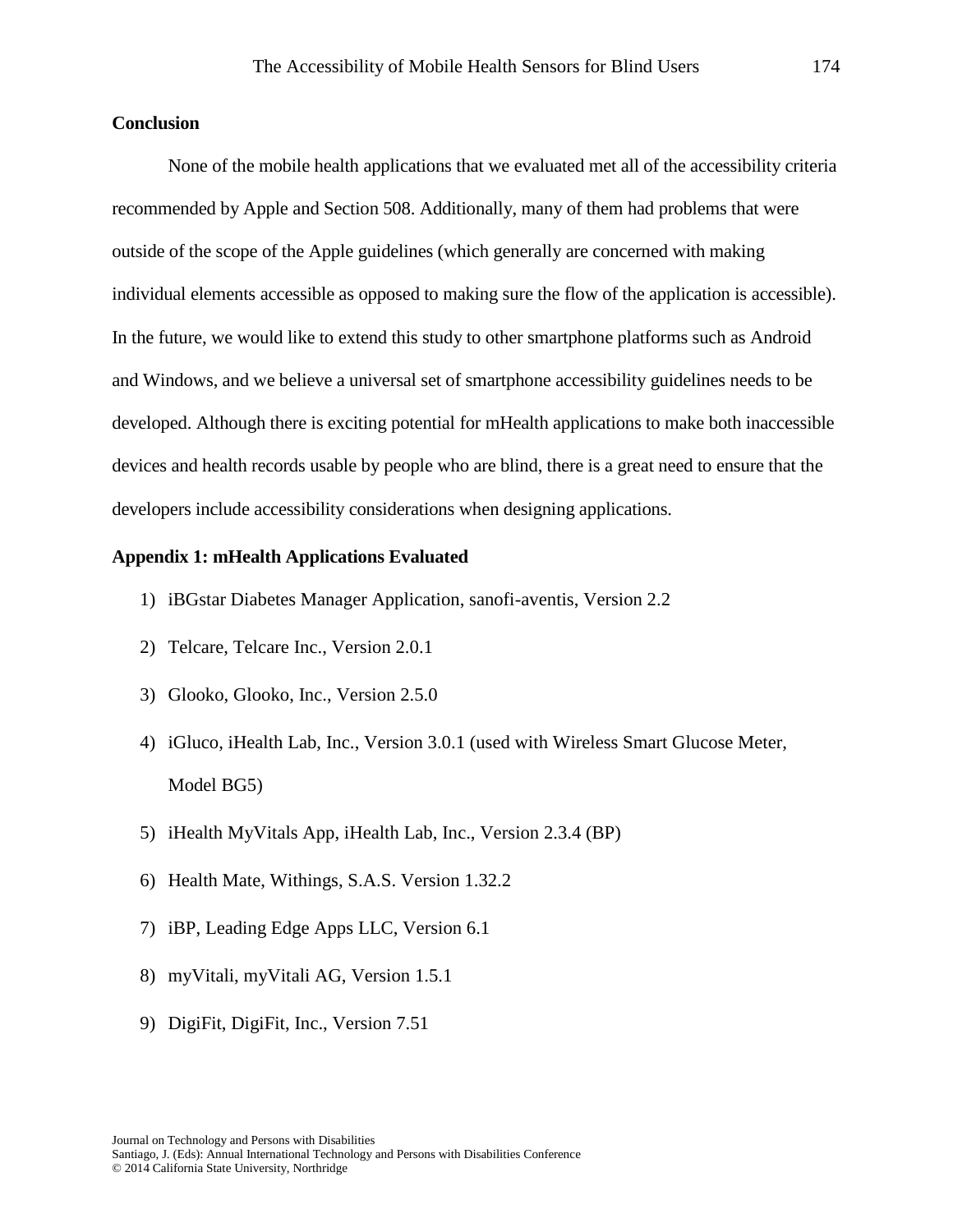## Conclusion

None of the mobile health applications that we evaluated met all of the accessibility criteria recommended by Apple and Section 508. Additionally, many of them had problems that were outside of the scope of the Apple guidelines (which generally are concerned with making individual elements accessible as opposed to making sure the flow of the application is accessible). In the future, we would like to extend this study to other smartphone platforms such as Android and Windows, and we believe a universal set of smartphone accessibility guidelines needs to be developed. Although there is exciting potential for mHealth applications to make both inaccessible devices and health records usable by people who are blind, there is a great need to ensure that the developers include accessibility considerations when designing applications.

## Appendix 1: mHealth Applications Evaluated

1) iBGstar Diabetes Manager Application, sanofi-aventis, Version 2.2
2) Telcare, Telcare Inc., Version 2.0.1
3) Glooko, Glooko, Inc., Version 2.5.0
4) iGluco, iHealth Lab, Inc., Version 3.0.1 (used with Wireless Smart Glucose Meter, Model BG5)
5) iHealth MyVitals App, iHealth Lab, Inc., Version 2.3.4 (BP)
6) Health Mate, Withings, S.A.S. Version 1.32.2
7) iBP, Leading Edge Apps LLC, Version 6.1
8) myVitali, myVitali AG, Version 1.5.1
9) DigiFit, DigiFit, Inc., Version 7.51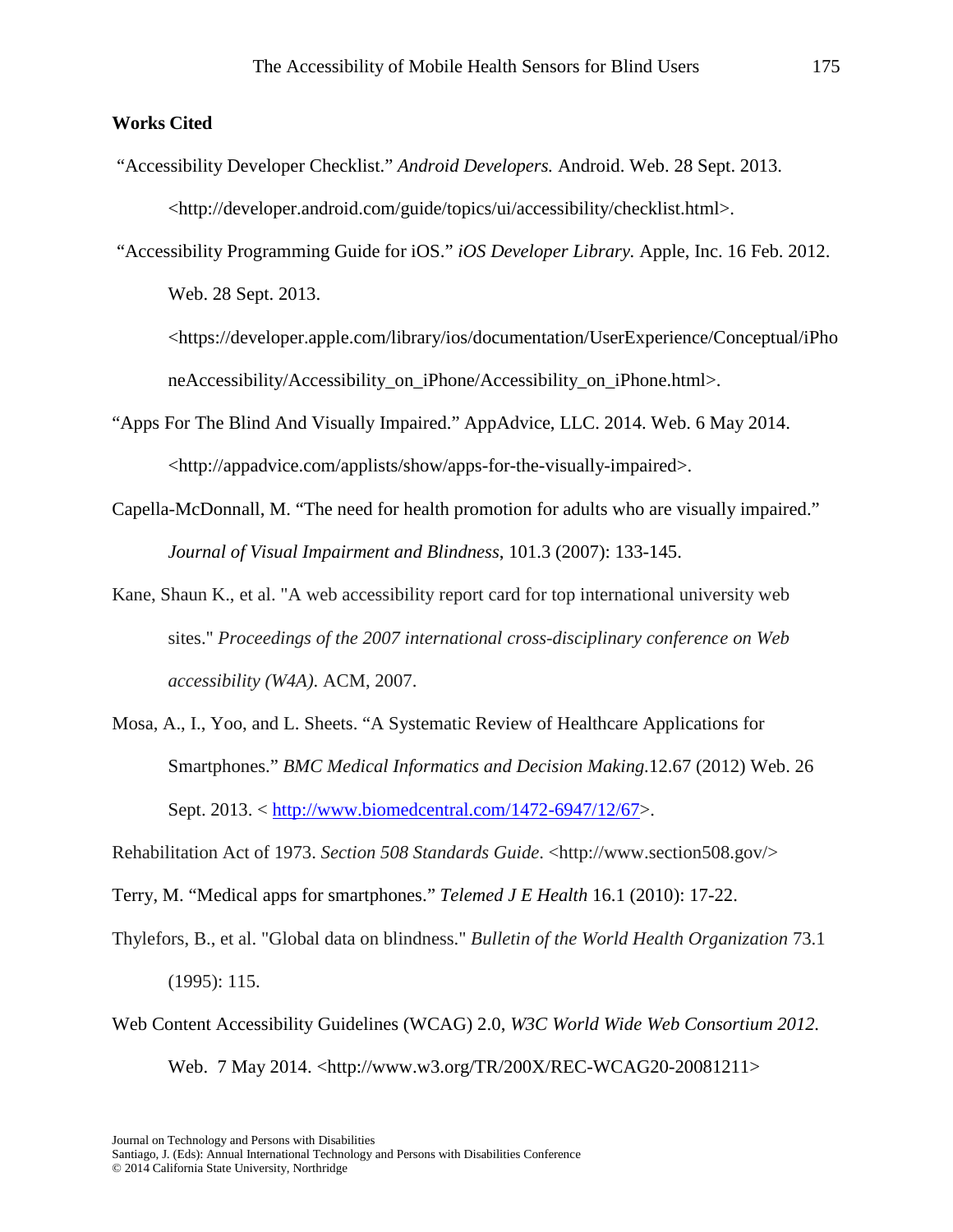**Works Cited**

"Accessibility Developer Checklist." *Android Developers.* Android. Web. 28 Sept. 2013. <http://developer.android.com/guide/topics/ui/accessibility/checklist.html>.

"Accessibility Programming Guide for iOS." *iOS Developer Library.* Apple, Inc. 16 Feb. 2012. Web. 28 Sept. 2013. <https://developer.apple.com/library/ios/documentation/UserExperience/Conceptual/iPhoneAccessibility/Accessibility_on_iPhone/Accessibility_on_iPhone.html>.

"Apps For The Blind And Visually Impaired." AppAdvice, LLC. 2014. Web. 6 May 2014. <http://appadvice.com/applists/show/apps-for-the-visually-impaired>.

Capella-McDonnall, M. "The need for health promotion for adults who are visually impaired." *Journal of Visual Impairment and Blindness*, 101.3 (2007): 133-145.

Kane, Shaun K., et al. "A web accessibility report card for top international university web sites." *Proceedings of the 2007 international cross-disciplinary conference on Web accessibility (W4A).* ACM, 2007.

Mosa, A., I., Yoo, and L. Sheets. "A Systematic Review of Healthcare Applications for Smartphones." *BMC Medical Informatics and Decision Making.*12.67 (2012) Web. 26 Sept. 2013. < http://www.biomedcentral.com/1472-6947/12/67>.

Rehabilitation Act of 1973. *Section 508 Standards Guide*. <http://www.section508.gov/>

Terry, M. "Medical apps for smartphones." *Telemed J E Health* 16.1 (2010): 17-22.

Thylefors, B., et al. "Global data on blindness." *Bulletin of the World Health Organization* 73.1 (1995): 115.

Web Content Accessibility Guidelines (WCAG) 2.0, *W3C World Wide Web Consortium 2012.* Web. 7 May 2014. <http://www.w3.org/TR/200X/REC-WCAG20-20081211>